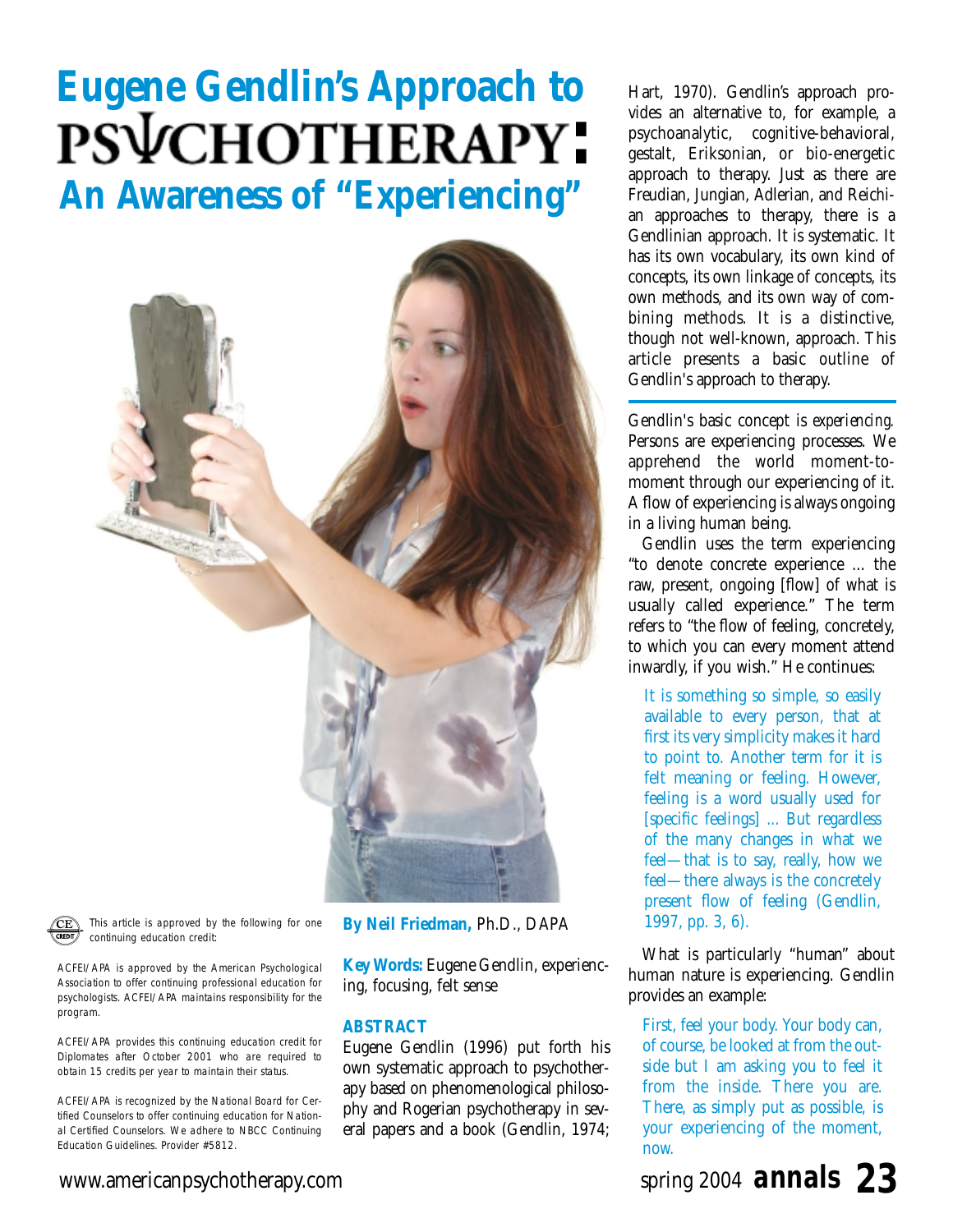# Eugene Gendlin's Approach to PSYCHOTHERAPY: An Awareness of "Experiencing"

This article is approved by the following for one continuing education credit:

ACFEI/APA is approved by the American Psychological Association to offer continuing professional education for psychologists. ACFEI/APA maintains responsibility for the program.

ACFEI/APA provides this continuing education credit for Diplomates after October 2001 who are required to obtain 15 credits per year to maintain their status.

ACFEI/APA is recognized by the National Board for Certified Counselors to offer continuing education for National Certified Counselors. We adhere to NBCC Continuing Education Guidelines. Provider #5812.

**By Neil Friedman,** Ph.D., DAPA

**Key Words:** Eugene Gendlin, experiencing, focusing, felt sense

**ABSTRACT**

Eugene Gendlin (1996) put forth his own systematic approach to psychotherapy based on phenomenological philosophy and Rogerian psychotherapy in several papers and a book (Gendlin, 1974; Hart, 1970). Gendlin's approach provides an alternative to, for example, a psychoanalytic, cognitive-behavioral, gestalt, Eriksonian, or bio-energetic approach to therapy. Just as there are Freudian, Jungian, Adlerian, and Reichian approaches to therapy, there is a Gendlinian approach. It is systematic. It has its own vocabulary, its own kind of concepts, its own linkage of concepts, its own methods, and its own way of combining methods. It is a distinctive, though not well-known, approach. This article presents a basic outline of Gendlin's approach to therapy.

---

Gendlin's basic concept is *experiencing*. Persons are experiencing processes. We apprehend the world moment-to-moment through our experiencing of it. A flow of experiencing is always ongoing in a living human being.

Gendlin uses the term experiencing "to denote concrete experience ... the raw, present, ongoing [flow] of what is usually called experience." The term refers to "the flow of feeling, concretely, to which you can every moment attend inwardly, if you wish." He continues:

> It is something so simple, so easily available to every person, that at first its very simplicity makes it hard to point to. Another term for it is felt meaning or feeling. However, feeling is a word usually used for [specific feelings] ... But regardless of the many changes in what we feel—that is to say, really, how we feel—there always is the concretely present flow of feeling (Gendlin, 1997, pp. 3, 6).

What is particularly "human" about human nature is experiencing. Gendlin provides an example:

> First, feel your body. Your body can, of course, be looked at from the outside but I am asking you to feel it from the inside. There you are. There, as simply put as possible, is your experiencing of the moment, now.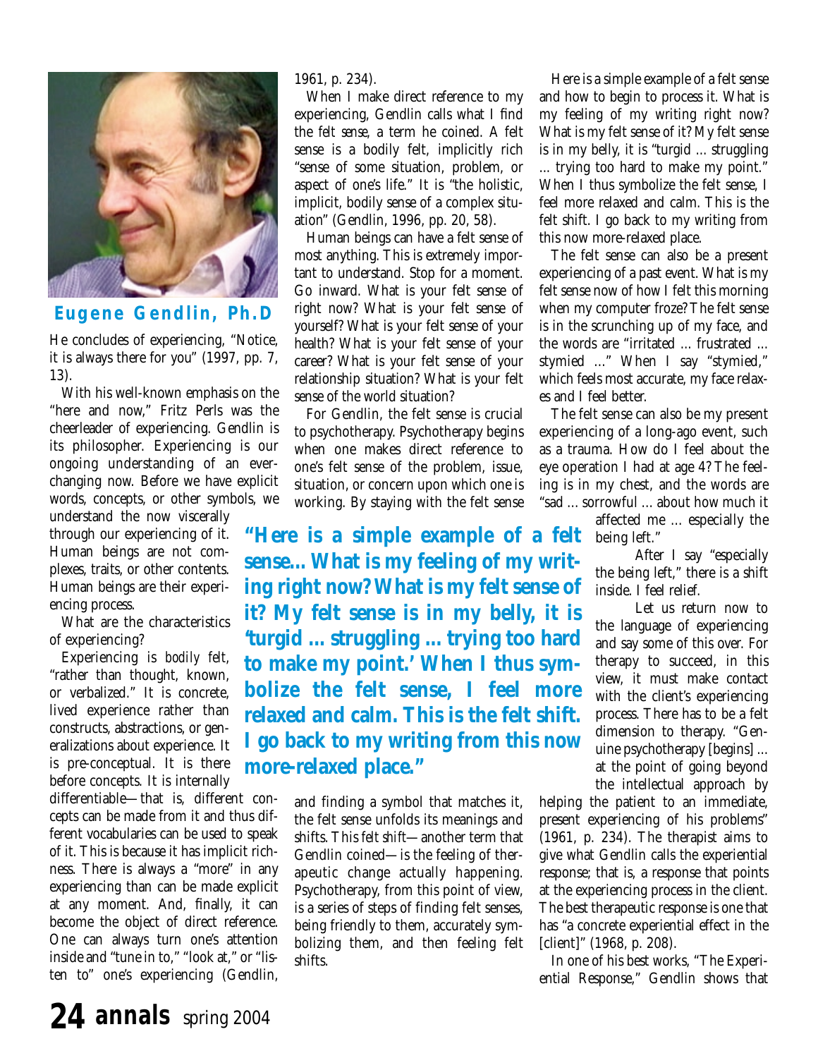**Eugene Gendlin, Ph.D**

He concludes of experiencing, "Notice, it is always there for you" (1997, pp. 7, 13).

With his well-known emphasis on the "here and now," Fritz Perls was the cheerleader of experiencing. Gendlin is its philosopher. Experiencing is our ongoing understanding of an ever-changing now. Before we have explicit words, concepts, or other symbols, we understand the now viscerally through our experiencing of it. Human beings are not complexes, traits, or other contents. Human beings are their experiencing process.

What are the characteristics of experiencing?

Experiencing is *bodily felt*, "rather than thought, known, or verbalized." It is concrete, lived experience rather than constructs, abstractions, or generalizations about experience. It is pre-conceptual. It is there before concepts. It is internally differentiable—that is, different concepts can be made from it and thus different vocabularies can be used to speak of it. This is because it has implicit richness. There is always a "more" in any experiencing than can be made explicit at any moment. And, finally, it can become the object of direct reference. One can always turn one's attention inside and "tune in to," "look at," or "listen to" one's experiencing (Gendlin, 1961, p. 234).

When I make direct reference to my experiencing, Gendlin calls what I find the *felt sense*, a term he coined. A felt sense is a bodily felt, implicitly rich "sense of some situation, problem, or aspect of one's life." It is "the holistic, implicit, bodily sense of a complex situation" (Gendlin, 1996, pp. 20, 58).

Human beings can have a felt sense of most anything. This is extremely important to understand. Stop for a moment. Go inward. What is your felt sense of right now? What is your felt sense of yourself? What is your felt sense of your health? What is your felt sense of your career? What is your felt sense of your relationship situation? What is your felt sense of the world situation?

For Gendlin, the felt sense is crucial to psychotherapy. Psychotherapy begins when one makes direct reference to one's felt sense of the problem, issue, situation, or concern upon which one is working. By staying with the felt sense and finding a symbol that matches it, the felt sense unfolds its meanings and shifts. This *felt shift*—another term that Gendlin coined—is the feeling of therapeutic change actually happening. Psychotherapy, from this point of view, is a series of steps of finding felt senses, being friendly to them, accurately symbolizing them, and then feeling felt shifts.

> **"Here is a simple example of a felt sense... What is my feeling of my writing right now? What is my felt sense of it? My felt sense is in my belly, it is 'turgid ... struggling ... trying too hard to make my point.' When I thus symbolize the felt sense, I feel more relaxed and calm. This is the felt shift. I go back to my writing from this now more-relaxed place."**

Here is a simple example of a felt sense and how to begin to process it. What is my feeling of my writing right now? What is my felt sense of it? My felt sense is in my belly, it is "turgid ... struggling ... trying too hard to make my point." When I thus symbolize the felt sense, I feel more relaxed and calm. This is the felt shift. I go back to my writing from this now more-relaxed place.

The felt sense can also be a present experiencing of a past event. What is my felt sense now of how I felt this morning when my computer froze? The felt sense is in the scrunching up of my face, and the words are "irritated ... frustrated ... stymied ..." When I say "stymied," which feels most accurate, my face relaxes and I feel better.

The felt sense can also be my present experiencing of a long-ago event, such as a trauma. How do I feel about the eye operation I had at age 4? The feeling is in my chest, and the words are "sad ... sorrowful ... about how much it affected me ... especially the being left."

After I say "especially the being left," there is a shift inside. I feel relief.

Let us return now to the language of experiencing and say some of this over. For therapy to succeed, in this view, it must make contact with the client's experiencing process. There has to be a felt dimension to therapy. "Genuine psychotherapy [begins] ... at the point of going beyond the intellectual approach by helping the patient to an immediate, present experiencing of his problems" (1961, p. 234). The therapist aims to give what Gendlin calls the experiential response; that is, a response that points at the experiencing process in the client. The best therapeutic response is one that has "a concrete experiential effect in the [client]" (1968, p. 208).

In one of his best works, "The Experiential Response," Gendlin shows that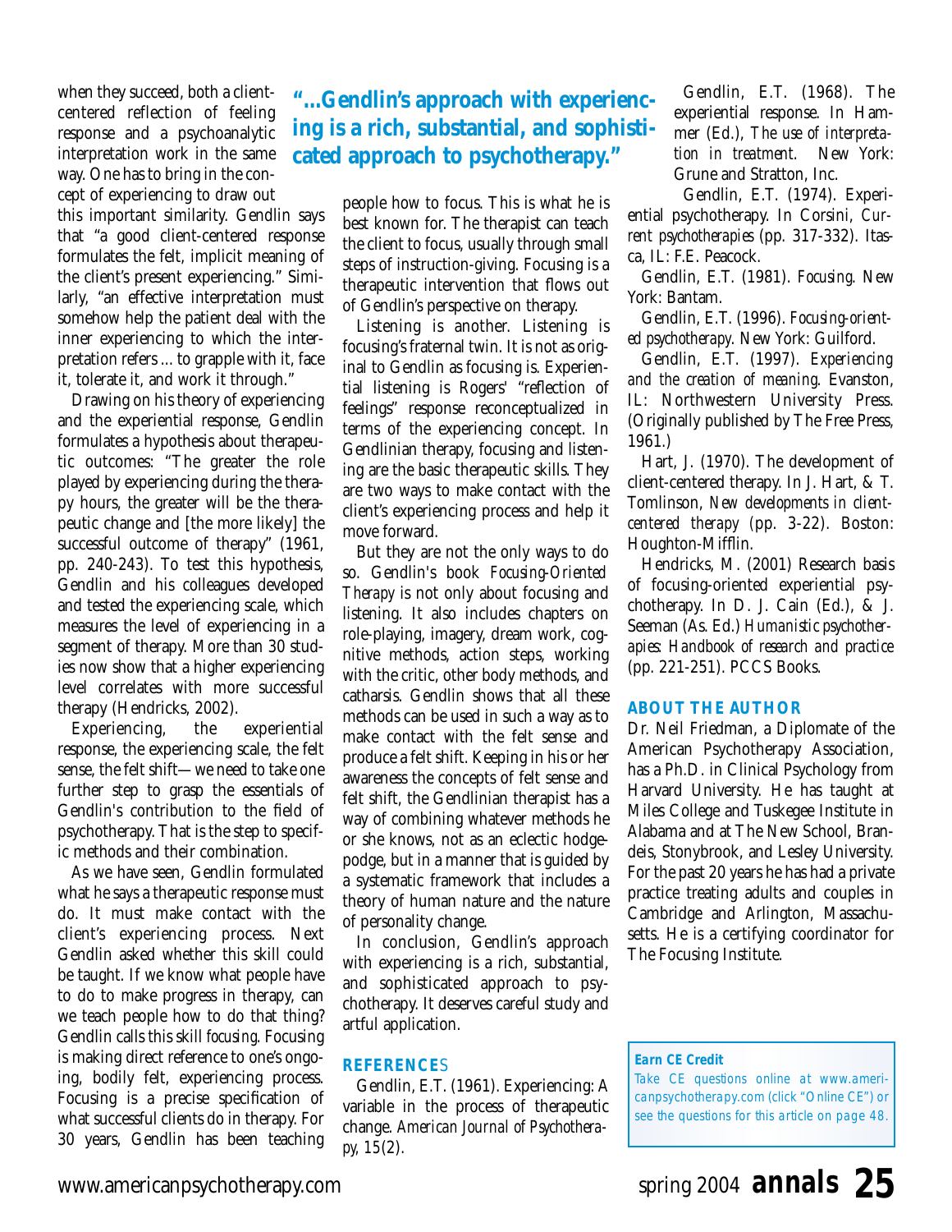when they succeed, both a client-centered reflection of feeling response and a psychoanalytic interpretation work in the same way. One has to bring in the concept of experiencing to draw out this important similarity. Gendlin says that "a good client-centered response formulates the felt, implicit meaning of the client's present experiencing." Similarly, "an effective interpretation must somehow help the patient deal with the inner experiencing to which the interpretation refers ... to grapple with it, face it, tolerate it, and work it through."

Drawing on his theory of experiencing and the experiential response, Gendlin formulates a hypothesis about therapeutic outcomes: "The greater the role played by experiencing during the therapy hours, the greater will be the therapeutic change and [the more likely] the successful outcome of therapy" (1961, pp. 240-243). To test this hypothesis, Gendlin and his colleagues developed and tested the experiencing scale, which measures the level of experiencing in a segment of therapy. More than 30 studies now show that a higher experiencing level correlates with more successful therapy (Hendricks, 2002).

Experiencing, the experiential response, the experiencing scale, the felt sense, the felt shift—we need to take one further step to grasp the essentials of Gendlin's contribution to the field of psychotherapy. That is the step to specific methods and their combination.

As we have seen, Gendlin formulated what he says a therapeutic response must do. It must make contact with the client's experiencing process. Next Gendlin asked whether this skill could be taught. If we know what people have to do to make progress in therapy, can we teach people how to do that thing? Gendlin calls this skill *focusing*. Focusing is making direct reference to one's ongoing, bodily felt, experiencing process. Focusing is a precise specification of what successful clients do in therapy. For 30 years, Gendlin has been teaching people how to focus. This is what he is best known for. The therapist can teach the client to focus, usually through small steps of instruction-giving. Focusing is a therapeutic intervention that flows out of Gendlin's perspective on therapy.

> **"...Gendlin's approach with experiencing is a rich, substantial, and sophisticated approach to psychotherapy."**

Listening is another. Listening is focusing's fraternal twin. It is not as original to Gendlin as focusing is. Experiential listening is Rogers' "reflection of feelings" response reconceptualized in terms of the experiencing concept. In Gendlinian therapy, focusing and listening are the basic therapeutic skills. They are two ways to make contact with the client's experiencing process and help it move forward.

But they are not the only ways to do so. Gendlin's book *Focusing-Oriented Therapy* is not only about focusing and listening. It also includes chapters on role-playing, imagery, dream work, cognitive methods, action steps, working with the critic, other body methods, and catharsis. Gendlin shows that all these methods can be used in such a way as to make contact with the felt sense and produce a felt shift. Keeping in his or her awareness the concepts of felt sense and felt shift, the Gendlinian therapist has a way of combining whatever methods he or she knows, not as an eclectic hodgepodge, but in a manner that is guided by a systematic framework that includes a theory of human nature and the nature of personality change.

In conclusion, Gendlin's approach with experiencing is a rich, substantial, and sophisticated approach to psychotherapy. It deserves careful study and artful application.

## REFERENCES

Gendlin, E.T. (1961). Experiencing: A variable in the process of therapeutic change. *American Journal of Psychotherapy, 15*(2).

Gendlin, E.T. (1968). The experiential response. In Hammer (Ed.), *The use of interpretation in treatment*. New York: Grune and Stratton, Inc.

Gendlin, E.T. (1974). Experiential psychotherapy. In Corsini, *Current psychotherapies* (pp. 317-332). Itasca, IL: F.E. Peacock.

Gendlin, E.T. (1981). *Focusing*. New York: Bantam.

Gendlin, E.T. (1996). *Focusing-oriented psychotherapy*. New York: Guilford.

Gendlin, E.T. (1997). *Experiencing and the creation of meaning*. Evanston, IL: Northwestern University Press. (Originally published by The Free Press, 1961.)

Hart, J. (1970). The development of client-centered therapy. In J. Hart, & T. Tomlinson, *New developments in client-centered therapy* (pp. 3-22). Boston: Houghton-Mifflin.

Hendricks, M. (2001) Research basis of focusing-oriented experiential psychotherapy. In D. J. Cain (Ed.), & J. Seeman (As. Ed.) *Humanistic psychotherapies: Handbook of research and practice* (pp. 221-251). PCCS Books.

## ABOUT THE AUTHOR

Dr. Neil Friedman, a Diplomate of the American Psychotherapy Association, has a Ph.D. in Clinical Psychology from Harvard University. He has taught at Miles College and Tuskegee Institute in Alabama and at The New School, Brandeis, Stonybrook, and Lesley University. For the past 20 years he has had a private practice treating adults and couples in Cambridge and Arlington, Massachusetts. He is a certifying coordinator for The Focusing Institute.

**Earn CE Credit**

Take CE questions online at www.americanpsychotherapy.com (click "Online CE") or see the questions for this article on page 48.